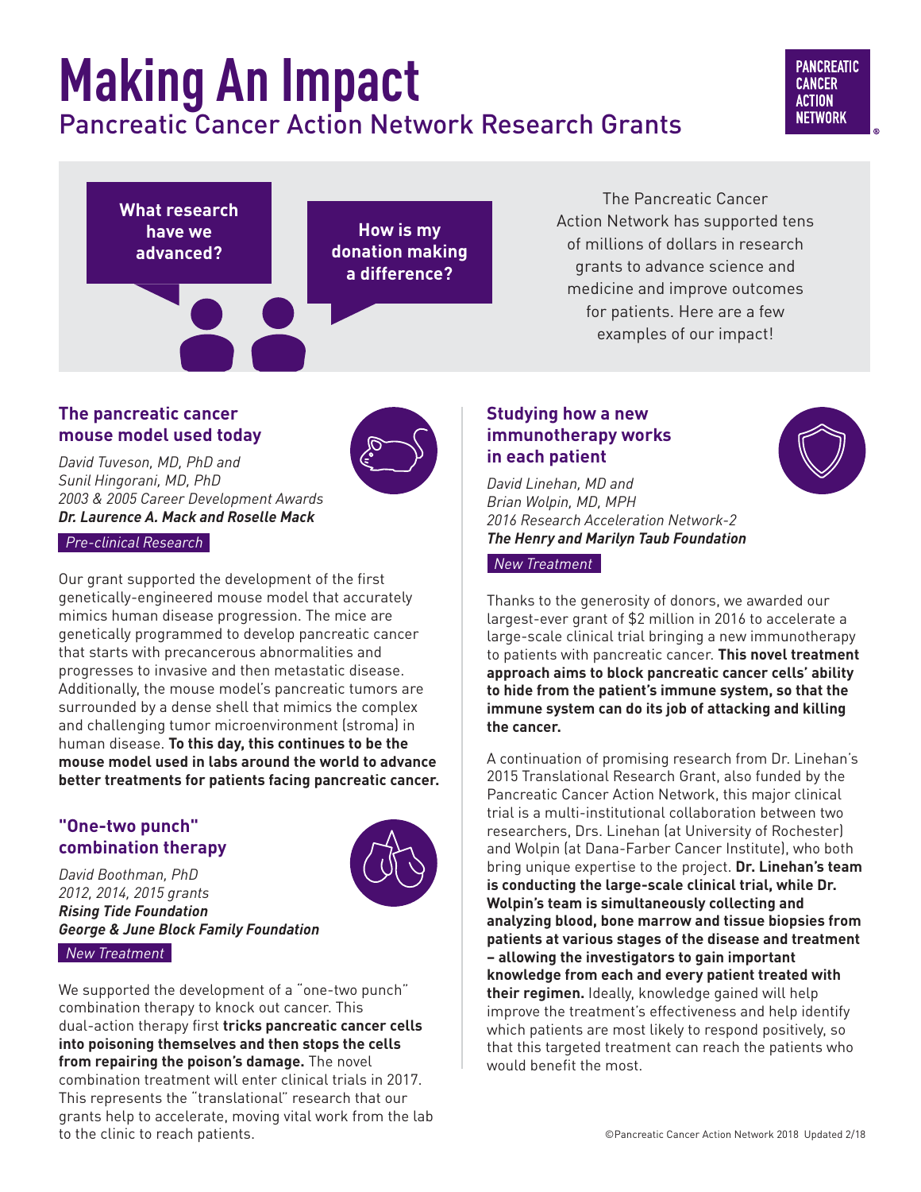# Making An Impact

## Pancreatic Cancer Action Network Research Grants

PANCREATIC CANCER ACTION NETWORK

**What research have we advanced?**

**How is my donation making a difference?**

The Pancreatic Cancer Action Network has supported tens of millions of dollars in research grants to advance science and medicine and improve outcomes for patients. Here are a few examples of our impact!

### The pancreatic cancer mouse model used today

*David Tuveson, MD, PhD and*
*Sunil Hingorani, MD, PhD*
*2003 & 2005 Career Development Awards*
***Dr. Laurence A. Mack and Roselle Mack***

*Pre-clinical Research*

Our grant supported the development of the first genetically-engineered mouse model that accurately mimics human disease progression. The mice are genetically programmed to develop pancreatic cancer that starts with precancerous abnormalities and progresses to invasive and then metastatic disease. Additionally, the mouse model's pancreatic tumors are surrounded by a dense shell that mimics the complex and challenging tumor microenvironment (stroma) in human disease. **To this day, this continues to be the mouse model used in labs around the world to advance better treatments for patients facing pancreatic cancer.**

### "One-two punch" combination therapy

*David Boothman, PhD*
*2012, 2014, 2015 grants*
***Rising Tide Foundation***
***George & June Block Family Foundation***

*New Treatment*

We supported the development of a "one-two punch" combination therapy to knock out cancer. This dual-action therapy first **tricks pancreatic cancer cells into poisoning themselves and then stops the cells from repairing the poison's damage.** The novel combination treatment will enter clinical trials in 2017. This represents the "translational" research that our grants help to accelerate, moving vital work from the lab to the clinic to reach patients.

### Studying how a new immunotherapy works in each patient

*David Linehan, MD and*
*Brian Wolpin, MD, MPH*
*2016 Research Acceleration Network-2*
***The Henry and Marilyn Taub Foundation***

*New Treatment*

Thanks to the generosity of donors, we awarded our largest-ever grant of $2 million in 2016 to accelerate a large-scale clinical trial bringing a new immunotherapy to patients with pancreatic cancer. **This novel treatment approach aims to block pancreatic cancer cells' ability to hide from the patient's immune system, so that the immune system can do its job of attacking and killing the cancer.**

A continuation of promising research from Dr. Linehan's 2015 Translational Research Grant, also funded by the Pancreatic Cancer Action Network, this major clinical trial is a multi-institutional collaboration between two researchers, Drs. Linehan (at University of Rochester) and Wolpin (at Dana-Farber Cancer Institute), who both bring unique expertise to the project. **Dr. Linehan's team is conducting the large-scale clinical trial, while Dr. Wolpin's team is simultaneously collecting and analyzing blood, bone marrow and tissue biopsies from patients at various stages of the disease and treatment – allowing the investigators to gain important knowledge from each and every patient treated with their regimen.** Ideally, knowledge gained will help improve the treatment's effectiveness and help identify which patients are most likely to respond positively, so that this targeted treatment can reach the patients who would benefit the most.

©Pancreatic Cancer Action Network 2018 Updated 2/18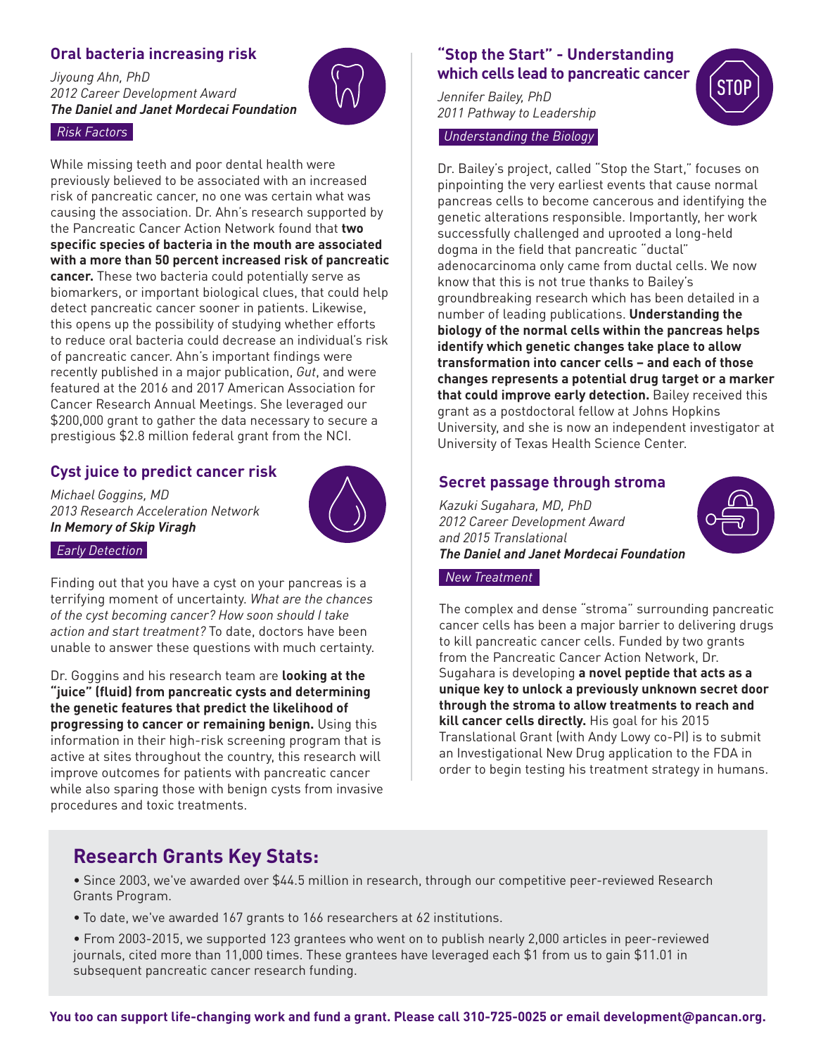## Oral bacteria increasing risk

*Jiyoung Ahn, PhD*
*2012 Career Development Award*
***The Daniel and Janet Mordecai Foundation***

*Risk Factors*

While missing teeth and poor dental health were previously believed to be associated with an increased risk of pancreatic cancer, no one was certain what was causing the association. Dr. Ahn's research supported by the Pancreatic Cancer Action Network found that **two specific species of bacteria in the mouth are associated with a more than 50 percent increased risk of pancreatic cancer.** These two bacteria could potentially serve as biomarkers, or important biological clues, that could help detect pancreatic cancer sooner in patients. Likewise, this opens up the possibility of studying whether efforts to reduce oral bacteria could decrease an individual's risk of pancreatic cancer. Ahn's important findings were recently published in a major publication, *Gut*, and were featured at the 2016 and 2017 American Association for Cancer Research Annual Meetings. She leveraged our $200,000 grant to gather the data necessary to secure a prestigious $2.8 million federal grant from the NCI.

## Cyst juice to predict cancer risk

*Michael Goggins, MD*
*2013 Research Acceleration Network*
***In Memory of Skip Viragh***

*Early Detection*

Finding out that you have a cyst on your pancreas is a terrifying moment of uncertainty. *What are the chances of the cyst becoming cancer? How soon should I take action and start treatment?* To date, doctors have been unable to answer these questions with much certainty.

Dr. Goggins and his research team are **looking at the "juice" (fluid) from pancreatic cysts and determining the genetic features that predict the likelihood of progressing to cancer or remaining benign.** Using this information in their high-risk screening program that is active at sites throughout the country, this research will improve outcomes for patients with pancreatic cancer while also sparing those with benign cysts from invasive procedures and toxic treatments.

## "Stop the Start" - Understanding which cells lead to pancreatic cancer

*Jennifer Bailey, PhD*
*2011 Pathway to Leadership*

*Understanding the Biology*

Dr. Bailey's project, called "Stop the Start," focuses on pinpointing the very earliest events that cause normal pancreas cells to become cancerous and identifying the genetic alterations responsible. Importantly, her work successfully challenged and uprooted a long-held dogma in the field that pancreatic "ductal" adenocarcinoma only came from ductal cells. We now know that this is not true thanks to Bailey's groundbreaking research which has been detailed in a number of leading publications. **Understanding the biology of the normal cells within the pancreas helps identify which genetic changes take place to allow transformation into cancer cells – and each of those changes represents a potential drug target or a marker that could improve early detection.** Bailey received this grant as a postdoctoral fellow at Johns Hopkins University, and she is now an independent investigator at University of Texas Health Science Center.

## Secret passage through stroma

*Kazuki Sugahara, MD, PhD*
*2012 Career Development Award*
*and 2015 Translational*
***The Daniel and Janet Mordecai Foundation***

*New Treatment*

The complex and dense "stroma" surrounding pancreatic cancer cells has been a major barrier to delivering drugs to kill pancreatic cancer cells. Funded by two grants from the Pancreatic Cancer Action Network, Dr. Sugahara is developing **a novel peptide that acts as a unique key to unlock a previously unknown secret door through the stroma to allow treatments to reach and kill cancer cells directly.** His goal for his 2015 Translational Grant (with Andy Lowy co-PI) is to submit an Investigational New Drug application to the FDA in order to begin testing his treatment strategy in humans.

## Research Grants Key Stats:

- Since 2003, we've awarded over $44.5 million in research, through our competitive peer-reviewed Research Grants Program.
- To date, we've awarded 167 grants to 166 researchers at 62 institutions.
- From 2003-2015, we supported 123 grantees who went on to publish nearly 2,000 articles in peer-reviewed journals, cited more than 11,000 times. These grantees have leveraged each $1 from us to gain $11.01 in subsequent pancreatic cancer research funding.

**You too can support life-changing work and fund a grant. Please call 310-725-0025 or email development@pancan.org.**